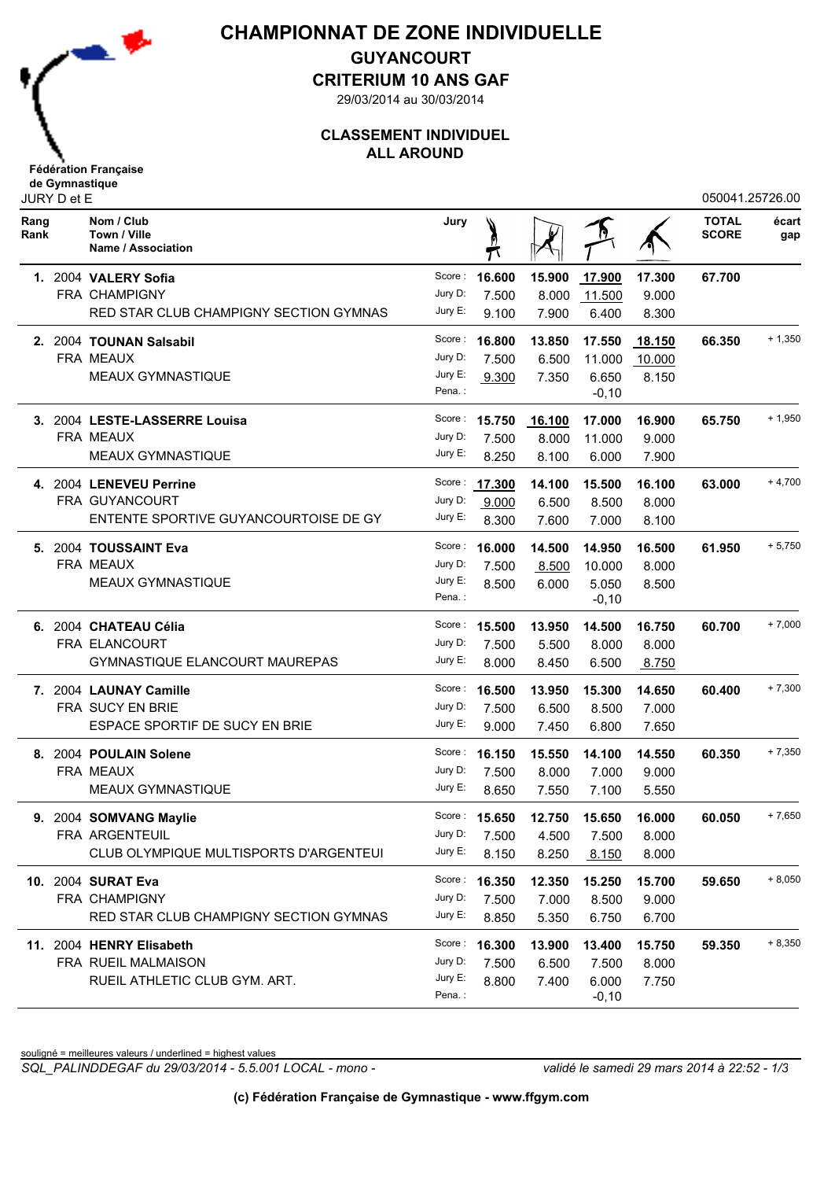# CHAMPIONNAT DE ZONE INDIVIDUELLE

## GUYANCOURT

## CRITERIUM 10 ANS GAF

29/03/2014 au 30/03/2014

### CLASSEMENT INDIVIDUEL
### ALL AROUND

Fédération Française de Gymnastique

JURY D et E

050041.25726.00

| Rang Rank | Nom / Club / Town / Ville / Name / Association | Jury | Saut | Barres | Poutre | Sol | TOTAL SCORE | écart gap |
|---|---|---|---|---|---|---|---|---|
| **1.** | 2004 **VALERY Sofia** | Score : | **16.600** | **15.900** | **17.900** | **17.300** | **67.700** | |
| | FRA CHAMPIGNY | Jury D: | 7.500 | 8.000 | 11.500 | 9.000 | | |
| | RED STAR CLUB CHAMPIGNY SECTION GYMNAS | Jury E: | 9.100 | 7.900 | 6.400 | 8.300 | | |
| **2.** | 2004 **TOUNAN Salsabil** | Score : | **16.800** | **13.850** | **17.550** | **18.150** | **66.350** | + 1,350 |
| | FRA MEAUX | Jury D: | 7.500 | 6.500 | 11.000 | 10.000 | | |
| | MEAUX GYMNASTIQUE | Jury E: | 9.300 | 7.350 | 6.650 | 8.150 | | |
| | | Pena. : | | | -0,10 | | | |
| **3.** | 2004 **LESTE-LASSERRE Louisa** | Score : | **15.750** | **16.100** | **17.000** | **16.900** | **65.750** | + 1,950 |
| | FRA MEAUX | Jury D: | 7.500 | 8.000 | 11.000 | 9.000 | | |
| | MEAUX GYMNASTIQUE | Jury E: | 8.250 | 8.100 | 6.000 | 7.900 | | |
| **4.** | 2004 **LENEVEU Perrine** | Score : | **17.300** | **14.100** | **15.500** | **16.100** | **63.000** | + 4,700 |
| | FRA GUYANCOURT | Jury D: | 9.000 | 6.500 | 8.500 | 8.000 | | |
| | ENTENTE SPORTIVE GUYANCOURTOISE DE GY | Jury E: | 8.300 | 7.600 | 7.000 | 8.100 | | |
| **5.** | 2004 **TOUSSAINT Eva** | Score : | **16.000** | **14.500** | **14.950** | **16.500** | **61.950** | + 5,750 |
| | FRA MEAUX | Jury D: | 7.500 | 8.500 | 10.000 | 8.000 | | |
| | MEAUX GYMNASTIQUE | Jury E: | 8.500 | 6.000 | 5.050 | 8.500 | | |
| | | Pena. : | | | -0,10 | | | |
| **6.** | 2004 **CHATEAU Célia** | Score : | **15.500** | **13.950** | **14.500** | **16.750** | **60.700** | + 7,000 |
| | FRA ELANCOURT | Jury D: | 7.500 | 5.500 | 8.000 | 8.000 | | |
| | GYMNASTIQUE ELANCOURT MAUREPAS | Jury E: | 8.000 | 8.450 | 6.500 | 8.750 | | |
| **7.** | 2004 **LAUNAY Camille** | Score : | **16.500** | **13.950** | **15.300** | **14.650** | **60.400** | + 7,300 |
| | FRA SUCY EN BRIE | Jury D: | 7.500 | 6.500 | 8.500 | 7.000 | | |
| | ESPACE SPORTIF DE SUCY EN BRIE | Jury E: | 9.000 | 7.450 | 6.800 | 7.650 | | |
| **8.** | 2004 **POULAIN Solene** | Score : | **16.150** | **15.550** | **14.100** | **14.550** | **60.350** | + 7,350 |
| | FRA MEAUX | Jury D: | 7.500 | 8.000 | 7.000 | 9.000 | | |
| | MEAUX GYMNASTIQUE | Jury E: | 8.650 | 7.550 | 7.100 | 5.550 | | |
| **9.** | 2004 **SOMVANG Maylie** | Score : | **15.650** | **12.750** | **15.650** | **16.000** | **60.050** | + 7,650 |
| | FRA ARGENTEUIL | Jury D: | 7.500 | 4.500 | 7.500 | 8.000 | | |
| | CLUB OLYMPIQUE MULTISPORTS D'ARGENTEUI | Jury E: | 8.150 | 8.250 | 8.150 | 8.000 | | |
| **10.** | 2004 **SURAT Eva** | Score : | **16.350** | **12.350** | **15.250** | **15.700** | **59.650** | + 8,050 |
| | FRA CHAMPIGNY | Jury D: | 7.500 | 7.000 | 8.500 | 9.000 | | |
| | RED STAR CLUB CHAMPIGNY SECTION GYMNAS | Jury E: | 8.850 | 5.350 | 6.750 | 6.700 | | |
| **11.** | 2004 **HENRY Elisabeth** | Score : | **16.300** | **13.900** | **13.400** | **15.750** | **59.350** | + 8,350 |
| | FRA RUEIL MALMAISON | Jury D: | 7.500 | 6.500 | 7.500 | 8.000 | | |
| | RUEIL ATHLETIC CLUB GYM. ART. | Jury E: | 8.800 | 7.400 | 6.000 | 7.750 | | |
| | | Pena. : | | | -0,10 | | | |

souligné = meilleures valeurs / underlined = highest values

*SQL_PALINDDEGAF du 29/03/2014 - 5.5.001 LOCAL - mono -* *validé le samedi 29 mars 2014 à 22:52*

**(c) Fédération Française de Gymnastique - www.ffgym.com**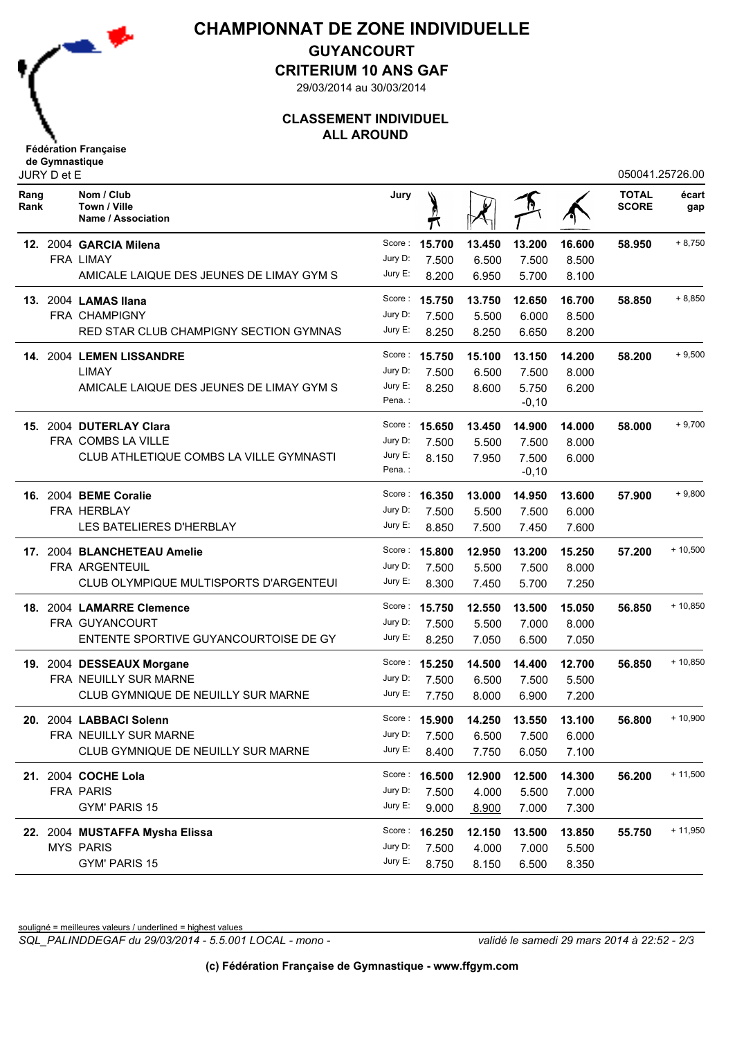# CHAMPIONNAT DE ZONE INDIVIDUELLE

## GUYANCOURT

## CRITERIUM 10 ANS GAF

29/03/2014 au 30/03/2014

### CLASSEMENT INDIVIDUEL
### ALL AROUND

Fédération Française de Gymnastique

JURY D et E

050041.25726.00

| Rang Rank | | Nom / Club Town / Ville Name / Association | Jury | Saut | Barres | Poutre | Sol | TOTAL SCORE | écart gap |
|---|---|---|---|---|---|---|---|---|---|
| **12.** | 2004 | **GARCIA Milena** | Score : | **15.700** | **13.450** | **13.200** | **16.600** | **58.950** | + 8,750 |
| | | FRA LIMAY | Jury D: | 7.500 | 6.500 | 7.500 | 8.500 | | |
| | | AMICALE LAIQUE DES JEUNES DE LIMAY GYM S | Jury E: | 8.200 | 6.950 | 5.700 | 8.100 | | |
| **13.** | 2004 | **LAMAS Ilana** | Score : | **15.750** | **13.750** | **12.650** | **16.700** | **58.850** | + 8,850 |
| | | FRA CHAMPIGNY | Jury D: | 7.500 | 5.500 | 6.000 | 8.500 | | |
| | | RED STAR CLUB CHAMPIGNY SECTION GYMNAS | Jury E: | 8.250 | 8.250 | 6.650 | 8.200 | | |
| **14.** | 2004 | **LEMEN LISSANDRE** | Score : | **15.750** | **15.100** | **13.150** | **14.200** | **58.200** | + 9,500 |
| | | LIMAY | Jury D: | 7.500 | 6.500 | 7.500 | 8.000 | | |
| | | AMICALE LAIQUE DES JEUNES DE LIMAY GYM S | Jury E: | 8.250 | 8.600 | 5.750 | 6.200 | | |
| | | | Pena. : | | | -0,10 | | | |
| **15.** | 2004 | **DUTERLAY Clara** | Score : | **15.650** | **13.450** | **14.900** | **14.000** | **58.000** | + 9,700 |
| | | FRA COMBS LA VILLE | Jury D: | 7.500 | 5.500 | 7.500 | 8.000 | | |
| | | CLUB ATHLETIQUE COMBS LA VILLE GYMNASTI | Jury E: | 8.150 | 7.950 | 7.500 | 6.000 | | |
| | | | Pena. : | | | -0,10 | | | |
| **16.** | 2004 | **BEME Coralie** | Score : | **16.350** | **13.000** | **14.950** | **13.600** | **57.900** | + 9,800 |
| | | FRA HERBLAY | Jury D: | 7.500 | 5.500 | 7.500 | 6.000 | | |
| | | LES BATELIERES D'HERBLAY | Jury E: | 8.850 | 7.500 | 7.450 | 7.600 | | |
| **17.** | 2004 | **BLANCHETEAU Amelie** | Score : | **15.800** | **12.950** | **13.200** | **15.250** | **57.200** | + 10,500 |
| | | FRA ARGENTEUIL | Jury D: | 7.500 | 5.500 | 7.500 | 8.000 | | |
| | | CLUB OLYMPIQUE MULTISPORTS D'ARGENTEUI | Jury E: | 8.300 | 7.450 | 5.700 | 7.250 | | |
| **18.** | 2004 | **LAMARRE Clemence** | Score : | **15.750** | **12.550** | **13.500** | **15.050** | **56.850** | + 10,850 |
| | | FRA GUYANCOURT | Jury D: | 7.500 | 5.500 | 7.000 | 8.000 | | |
| | | ENTENTE SPORTIVE GUYANCOURTOISE DE GY | Jury E: | 8.250 | 7.050 | 6.500 | 7.050 | | |
| **19.** | 2004 | **DESSEAUX Morgane** | Score : | **15.250** | **14.500** | **14.400** | **12.700** | **56.850** | + 10,850 |
| | | FRA NEUILLY SUR MARNE | Jury D: | 7.500 | 6.500 | 7.500 | 5.500 | | |
| | | CLUB GYMNIQUE DE NEUILLY SUR MARNE | Jury E: | 7.750 | 8.000 | 6.900 | 7.200 | | |
| **20.** | 2004 | **LABBACI Solenn** | Score : | **15.900** | **14.250** | **13.550** | **13.100** | **56.800** | + 10,900 |
| | | FRA NEUILLY SUR MARNE | Jury D: | 7.500 | 6.500 | 7.500 | 6.000 | | |
| | | CLUB GYMNIQUE DE NEUILLY SUR MARNE | Jury E: | 8.400 | 7.750 | 6.050 | 7.100 | | |
| **21.** | 2004 | **COCHE Lola** | Score : | **16.500** | **12.900** | **12.500** | **14.300** | **56.200** | + 11,500 |
| | | FRA PARIS | Jury D: | 7.500 | 4.000 | 5.500 | 7.000 | | |
| | | GYM' PARIS 15 | Jury E: | 9.000 | 8.900 | 7.000 | 7.300 | | |
| **22.** | 2004 | **MUSTAFFA Mysha Elissa** | Score : | **16.250** | **12.150** | **13.500** | **13.850** | **55.750** | + 11,950 |
| | | MYS PARIS | Jury D: | 7.500 | 4.000 | 7.000 | 5.500 | | |
| | | GYM' PARIS 15 | Jury E: | 8.750 | 8.150 | 6.500 | 8.350 | | |

souligné = meilleures valeurs / underlined = highest values

*SQL_PALINDDEGAF du 29/03/2014 - 5.5.001 LOCAL - mono -* *validé le samedi 29 mars 2014 à 22:52*

**(c) Fédération Française de Gymnastique - www.ffgym.com**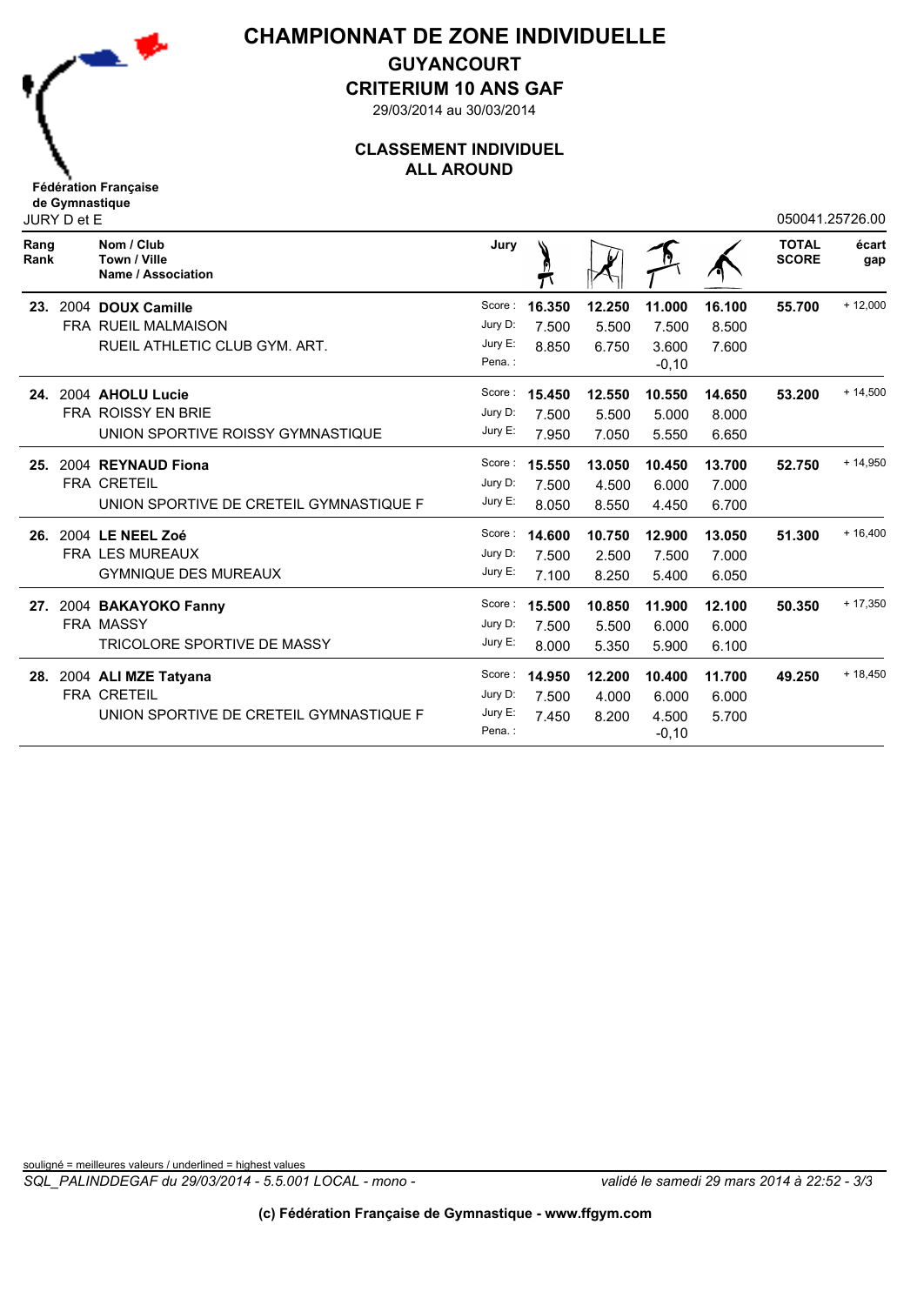# CHAMPIONNAT DE ZONE INDIVIDUELLE

## GUYANCOURT

## CRITERIUM 10 ANS GAF

29/03/2014 au 30/03/2014

### CLASSEMENT INDIVIDUEL
### ALL AROUND

Fédération Française de Gymnastique

JURY D et E

050041.25726.00

| Rang / Rank | | Nom / Club / Town / Ville / Name / Association | Jury | Saut | Barres | Poutre | Sol | TOTAL SCORE | écart gap |
|---|---|---|---|---|---|---|---|---|---|
| **23.** | 2004 | **DOUX Camille** | Score : | **16.350** | **12.250** | **11.000** | **16.100** | **55.700** | + 12,000 |
| | FRA | RUEIL MALMAISON | Jury D: | 7.500 | 5.500 | 7.500 | 8.500 | | |
| | | RUEIL ATHLETIC CLUB GYM. ART. | Jury E: | 8.850 | 6.750 | 3.600 | 7.600 | | |
| | | | Pena. : | | | -0,10 | | | |
| **24.** | 2004 | **AHOLU Lucie** | Score : | **15.450** | **12.550** | **10.550** | **14.650** | **53.200** | + 14,500 |
| | FRA | ROISSY EN BRIE | Jury D: | 7.500 | 5.500 | 5.000 | 8.000 | | |
| | | UNION SPORTIVE ROISSY GYMNASTIQUE | Jury E: | 7.950 | 7.050 | 5.550 | 6.650 | | |
| **25.** | 2004 | **REYNAUD Fiona** | Score : | **15.550** | **13.050** | **10.450** | **13.700** | **52.750** | + 14,950 |
| | FRA | CRETEIL | Jury D: | 7.500 | 4.500 | 6.000 | 7.000 | | |
| | | UNION SPORTIVE DE CRETEIL GYMNASTIQUE F | Jury E: | 8.050 | 8.550 | 4.450 | 6.700 | | |
| **26.** | 2004 | **LE NEEL Zoé** | Score : | **14.600** | **10.750** | **12.900** | **13.050** | **51.300** | + 16,400 |
| | FRA | LES MUREAUX | Jury D: | 7.500 | 2.500 | 7.500 | 7.000 | | |
| | | GYMNIQUE DES MUREAUX | Jury E: | 7.100 | 8.250 | 5.400 | 6.050 | | |
| **27.** | 2004 | **BAKAYOKO Fanny** | Score : | **15.500** | **10.850** | **11.900** | **12.100** | **50.350** | + 17,350 |
| | FRA | MASSY | Jury D: | 7.500 | 5.500 | 6.000 | 6.000 | | |
| | | TRICOLORE SPORTIVE DE MASSY | Jury E: | 8.000 | 5.350 | 5.900 | 6.100 | | |
| **28.** | 2004 | **ALI MZE Tatyana** | Score : | **14.950** | **12.200** | **10.400** | **11.700** | **49.250** | + 18,450 |
| | FRA | CRETEIL | Jury D: | 7.500 | 4.000 | 6.000 | 6.000 | | |
| | | UNION SPORTIVE DE CRETEIL GYMNASTIQUE F | Jury E: | 7.450 | 8.200 | 4.500 | 5.700 | | |
| | | | Pena. : | | | -0,10 | | | |

souligné = meilleures valeurs / underlined = highest values

*SQL_PALINDDEGAF du 29/03/2014 - 5.5.001 LOCAL - mono -* *validé le samedi 29 mars 2014 à 22:52*

**(c) Fédération Française de Gymnastique - www.ffgym.com**